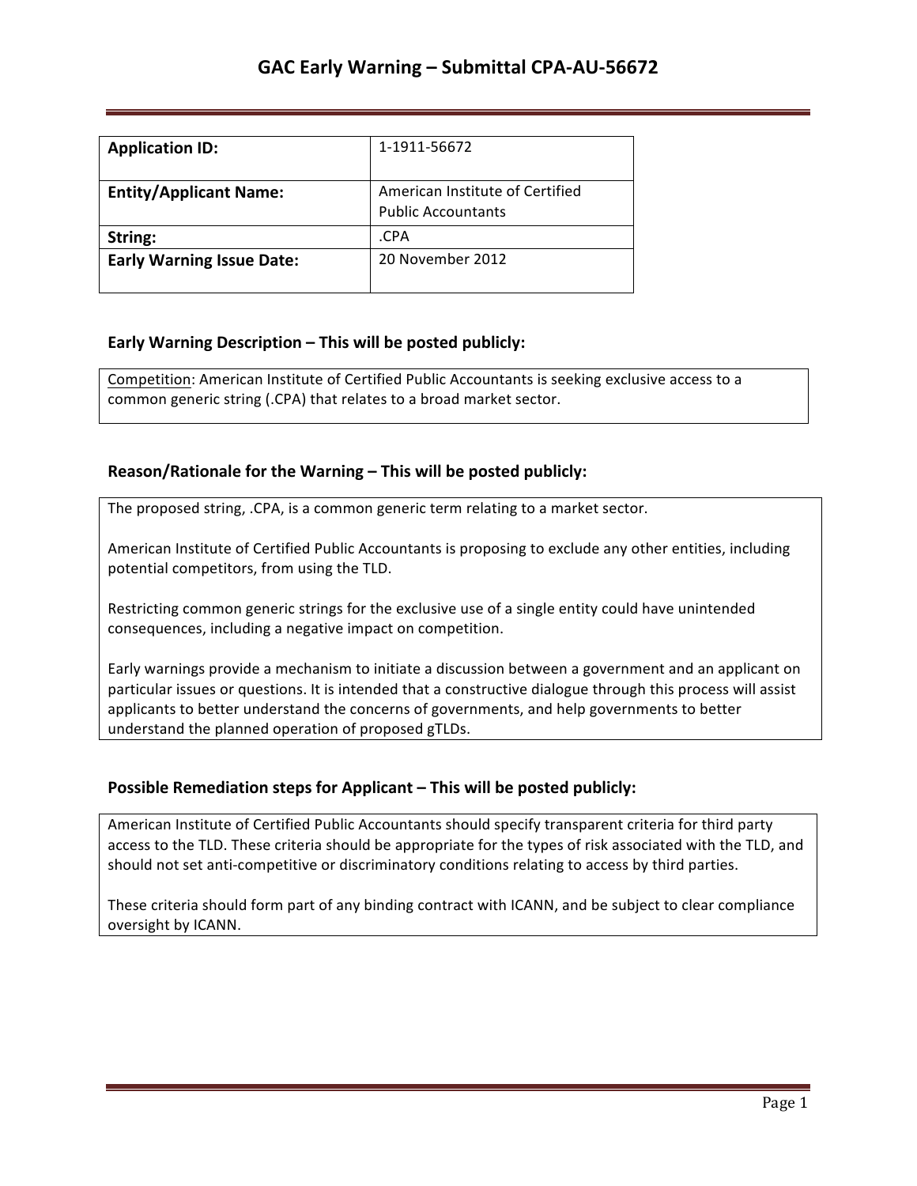# GAC Early Warning – Submittal CPA-AU-56672

| **Application ID:** | 1-1911-56672 |
| --- | --- |
| **Entity/Applicant Name:** | American Institute of Certified Public Accountants |
| **String:** | .CPA |
| **Early Warning Issue Date:** | 20 November 2012 |

## Early Warning Description – This will be posted publicly:

Competition: American Institute of Certified Public Accountants is seeking exclusive access to a common generic string (.CPA) that relates to a broad market sector.

## Reason/Rationale for the Warning – This will be posted publicly:

The proposed string, .CPA, is a common generic term relating to a market sector.

American Institute of Certified Public Accountants is proposing to exclude any other entities, including potential competitors, from using the TLD.

Restricting common generic strings for the exclusive use of a single entity could have unintended consequences, including a negative impact on competition.

Early warnings provide a mechanism to initiate a discussion between a government and an applicant on particular issues or questions. It is intended that a constructive dialogue through this process will assist applicants to better understand the concerns of governments, and help governments to better understand the planned operation of proposed gTLDs.

## Possible Remediation steps for Applicant – This will be posted publicly:

American Institute of Certified Public Accountants should specify transparent criteria for third party access to the TLD. These criteria should be appropriate for the types of risk associated with the TLD, and should not set anti-competitive or discriminatory conditions relating to access by third parties.

These criteria should form part of any binding contract with ICANN, and be subject to clear compliance oversight by ICANN.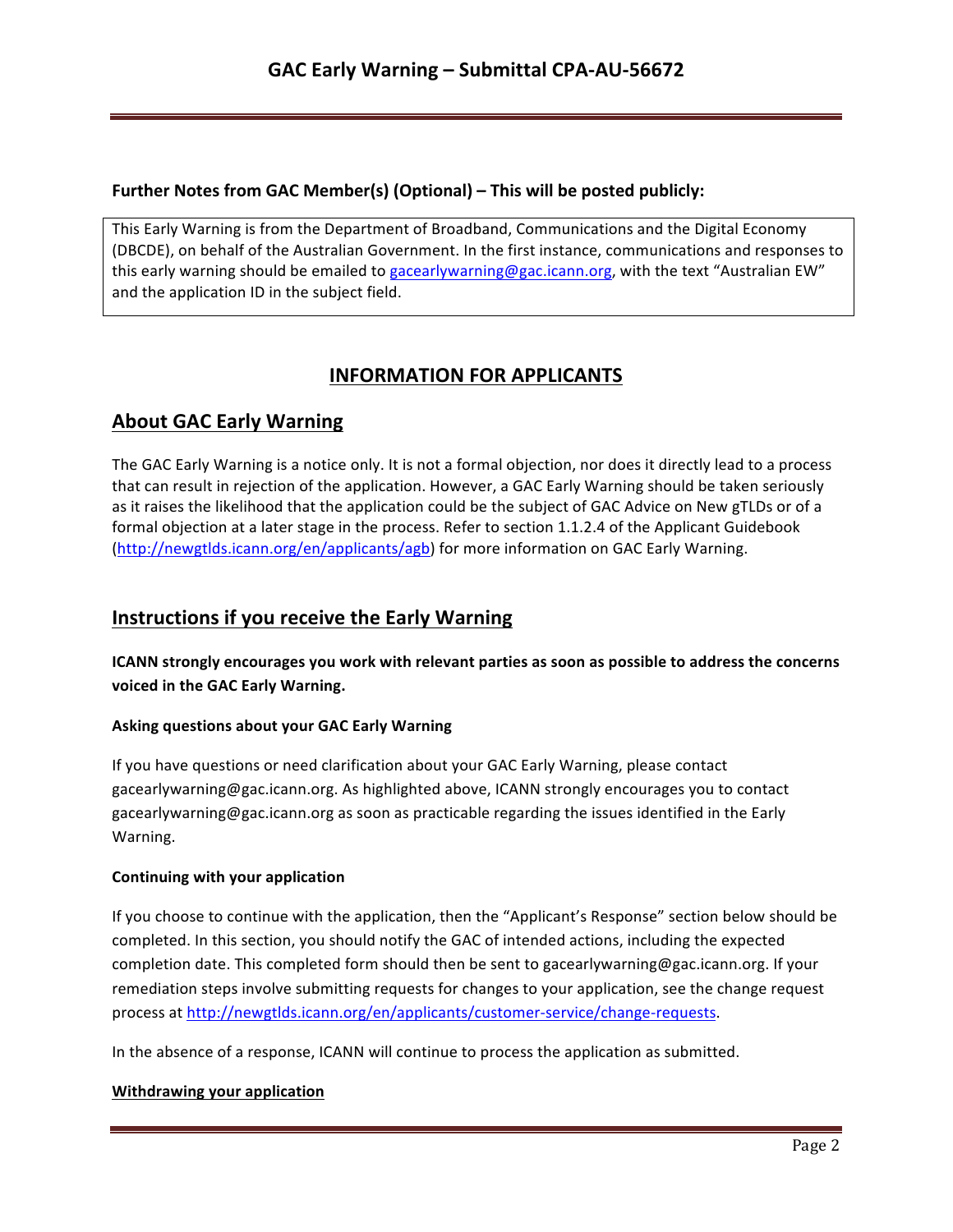**Further Notes from GAC Member(s) (Optional) – This will be posted publicly:**

This Early Warning is from the Department of Broadband, Communications and the Digital Economy (DBCDE), on behalf of the Australian Government. In the first instance, communications and responses to this early warning should be emailed to gacearlywarning@gac.icann.org, with the text "Australian EW" and the application ID in the subject field.

## INFORMATION FOR APPLICANTS

## About GAC Early Warning

The GAC Early Warning is a notice only. It is not a formal objection, nor does it directly lead to a process that can result in rejection of the application. However, a GAC Early Warning should be taken seriously as it raises the likelihood that the application could be the subject of GAC Advice on New gTLDs or of a formal objection at a later stage in the process. Refer to section 1.1.2.4 of the Applicant Guidebook (http://newgtlds.icann.org/en/applicants/agb) for more information on GAC Early Warning.

## Instructions if you receive the Early Warning

**ICANN strongly encourages you work with relevant parties as soon as possible to address the concerns voiced in the GAC Early Warning.**

#### Asking questions about your GAC Early Warning

If you have questions or need clarification about your GAC Early Warning, please contact gacearlywarning@gac.icann.org. As highlighted above, ICANN strongly encourages you to contact gacearlywarning@gac.icann.org as soon as practicable regarding the issues identified in the Early Warning.

#### Continuing with your application

If you choose to continue with the application, then the "Applicant's Response" section below should be completed. In this section, you should notify the GAC of intended actions, including the expected completion date. This completed form should then be sent to gacearlywarning@gac.icann.org. If your remediation steps involve submitting requests for changes to your application, see the change request process at http://newgtlds.icann.org/en/applicants/customer-service/change-requests.

In the absence of a response, ICANN will continue to process the application as submitted.

#### Withdrawing your application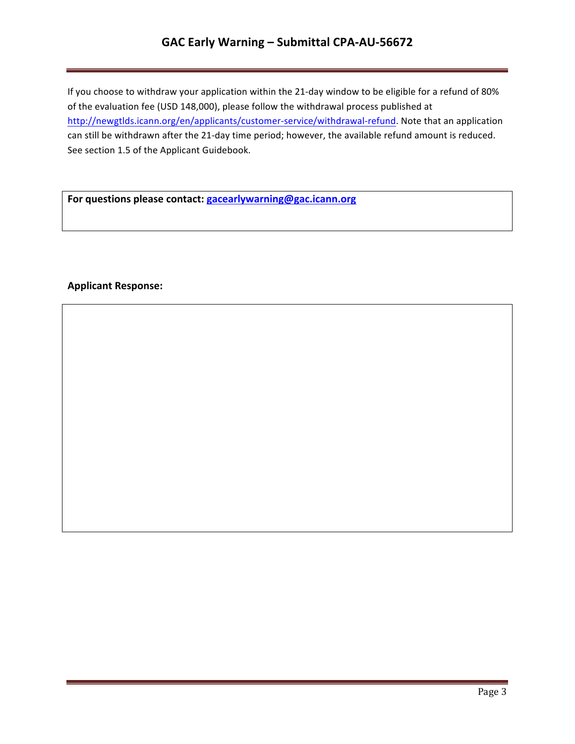If you choose to withdraw your application within the 21-day window to be eligible for a refund of 80% of the evaluation fee (USD 148,000), please follow the withdrawal process published at http://newgtlds.icann.org/en/applicants/customer-service/withdrawal-refund. Note that an application can still be withdrawn after the 21-day time period; however, the available refund amount is reduced. See section 1.5 of the Applicant Guidebook.

**For questions please contact: gacearlywarning@gac.icann.org**

**Applicant Response:**